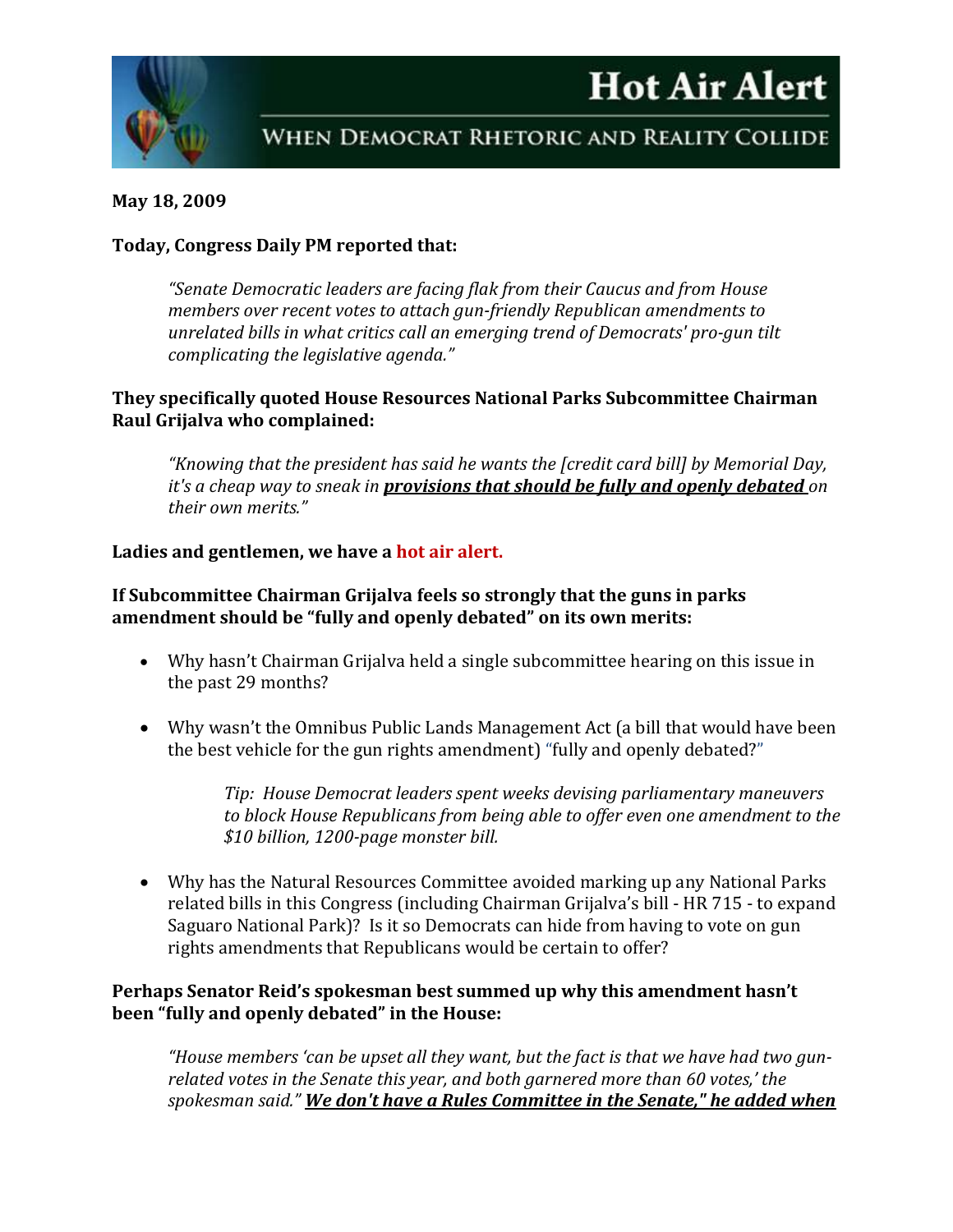# Hot Air Alert

## When Democrat Rhetoric and Reality Collide

**May 18, 2009**

**Today, Congress Daily PM reported that:**

> *"Senate Democratic leaders are facing flak from their Caucus and from House members over recent votes to attach gun-friendly Republican amendments to unrelated bills in what critics call an emerging trend of Democrats' pro-gun tilt complicating the legislative agenda."*

**They specifically quoted House Resources National Parks Subcommittee Chairman Raul Grijalva who complained:**

> *"Knowing that the president has said he wants the [credit card bill] by Memorial Day, it's a cheap way to sneak in **provisions that should be fully and openly debated** on their own merits."*

**Ladies and gentlemen, we have a hot air alert.**

**If Subcommittee Chairman Grijalva feels so strongly that the guns in parks amendment should be "fully and openly debated" on its own merits:**

- Why hasn't Chairman Grijalva held a single subcommittee hearing on this issue in the past 29 months?
- Why wasn't the Omnibus Public Lands Management Act (a bill that would have been the best vehicle for the gun rights amendment) "fully and openly debated?"

  > *Tip: House Democrat leaders spent weeks devising parliamentary maneuvers to block House Republicans from being able to offer even one amendment to the $10 billion, 1200-page monster bill.*

- Why has the Natural Resources Committee avoided marking up any National Parks related bills in this Congress (including Chairman Grijalva's bill - HR 715 - to expand Saguaro National Park)? Is it so Democrats can hide from having to vote on gun rights amendments that Republicans would be certain to offer?

**Perhaps Senator Reid's spokesman best summed up why this amendment hasn't been "fully and openly debated" in the House:**

> *"House members 'can be upset all they want, but the fact is that we have had two gun-related votes in the Senate this year, and both garnered more than 60 votes,' the spokesman said." **We don't have a Rules Committee in the Senate," he added when***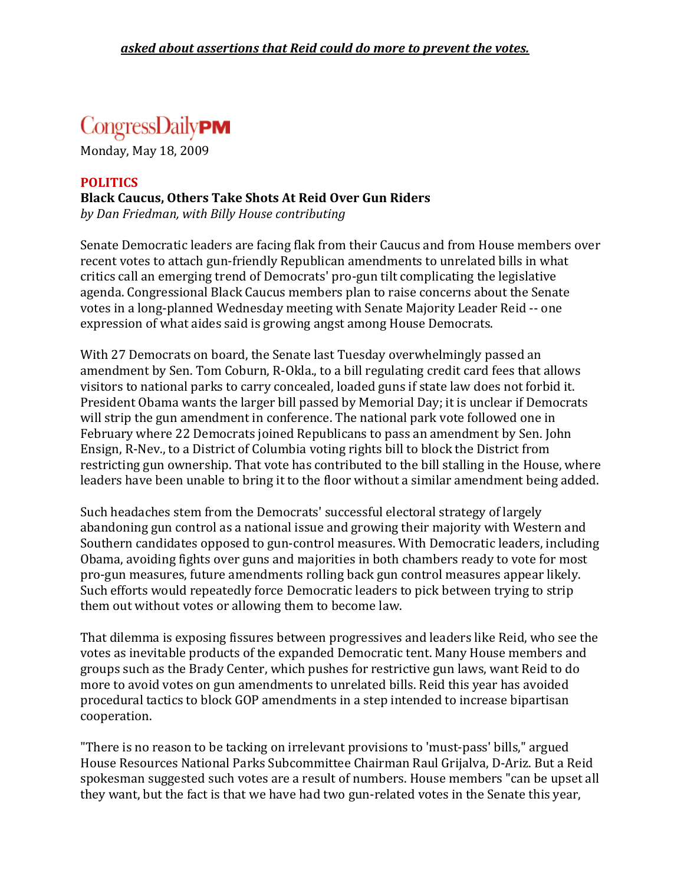***asked about assertions that Reid could do more to prevent the votes.***

CongressDaily**PM**

Monday, May 18, 2009

**POLITICS**

**Black Caucus, Others Take Shots At Reid Over Gun Riders**

*by Dan Friedman, with Billy House contributing*

Senate Democratic leaders are facing flak from their Caucus and from House members over recent votes to attach gun-friendly Republican amendments to unrelated bills in what critics call an emerging trend of Democrats' pro-gun tilt complicating the legislative agenda. Congressional Black Caucus members plan to raise concerns about the Senate votes in a long-planned Wednesday meeting with Senate Majority Leader Reid -- one expression of what aides said is growing angst among House Democrats.

With 27 Democrats on board, the Senate last Tuesday overwhelmingly passed an amendment by Sen. Tom Coburn, R-Okla., to a bill regulating credit card fees that allows visitors to national parks to carry concealed, loaded guns if state law does not forbid it. President Obama wants the larger bill passed by Memorial Day; it is unclear if Democrats will strip the gun amendment in conference. The national park vote followed one in February where 22 Democrats joined Republicans to pass an amendment by Sen. John Ensign, R-Nev., to a District of Columbia voting rights bill to block the District from restricting gun ownership. That vote has contributed to the bill stalling in the House, where leaders have been unable to bring it to the floor without a similar amendment being added.

Such headaches stem from the Democrats' successful electoral strategy of largely abandoning gun control as a national issue and growing their majority with Western and Southern candidates opposed to gun-control measures. With Democratic leaders, including Obama, avoiding fights over guns and majorities in both chambers ready to vote for most pro-gun measures, future amendments rolling back gun control measures appear likely. Such efforts would repeatedly force Democratic leaders to pick between trying to strip them out without votes or allowing them to become law.

That dilemma is exposing fissures between progressives and leaders like Reid, who see the votes as inevitable products of the expanded Democratic tent. Many House members and groups such as the Brady Center, which pushes for restrictive gun laws, want Reid to do more to avoid votes on gun amendments to unrelated bills. Reid this year has avoided procedural tactics to block GOP amendments in a step intended to increase bipartisan cooperation.

"There is no reason to be tacking on irrelevant provisions to 'must-pass' bills," argued House Resources National Parks Subcommittee Chairman Raul Grijalva, D-Ariz. But a Reid spokesman suggested such votes are a result of numbers. House members "can be upset all they want, but the fact is that we have had two gun-related votes in the Senate this year,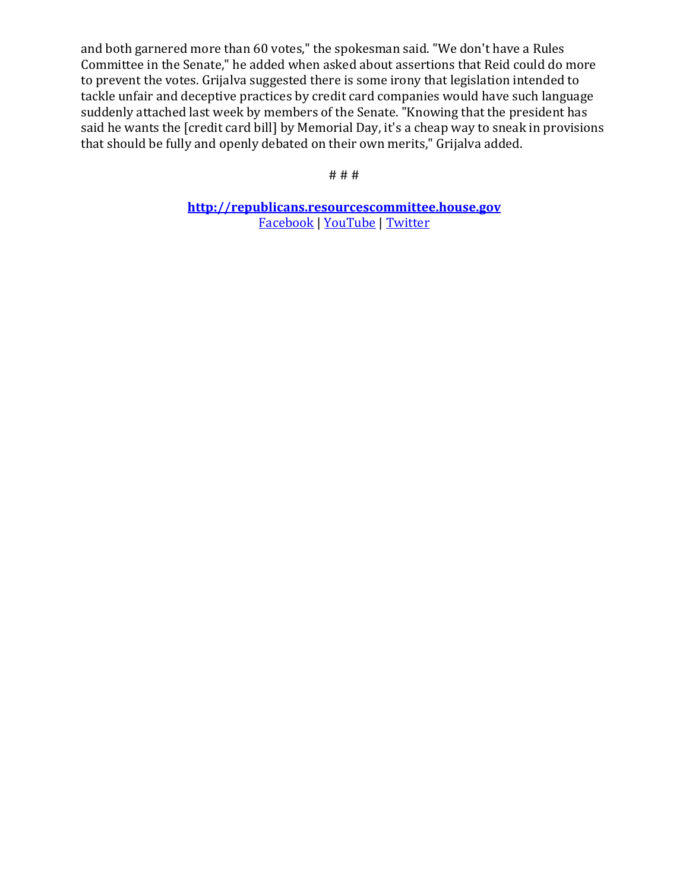and both garnered more than 60 votes," the spokesman said. "We don't have a Rules Committee in the Senate," he added when asked about assertions that Reid could do more to prevent the votes. Grijalva suggested there is some irony that legislation intended to tackle unfair and deceptive practices by credit card companies would have such language suddenly attached last week by members of the Senate. "Knowing that the president has said he wants the [credit card bill] by Memorial Day, it's a cheap way to sneak in provisions that should be fully and openly debated on their own merits," Grijalva added.

# # #

**http://republicans.resourcescommittee.house.gov**
Facebook | YouTube | Twitter